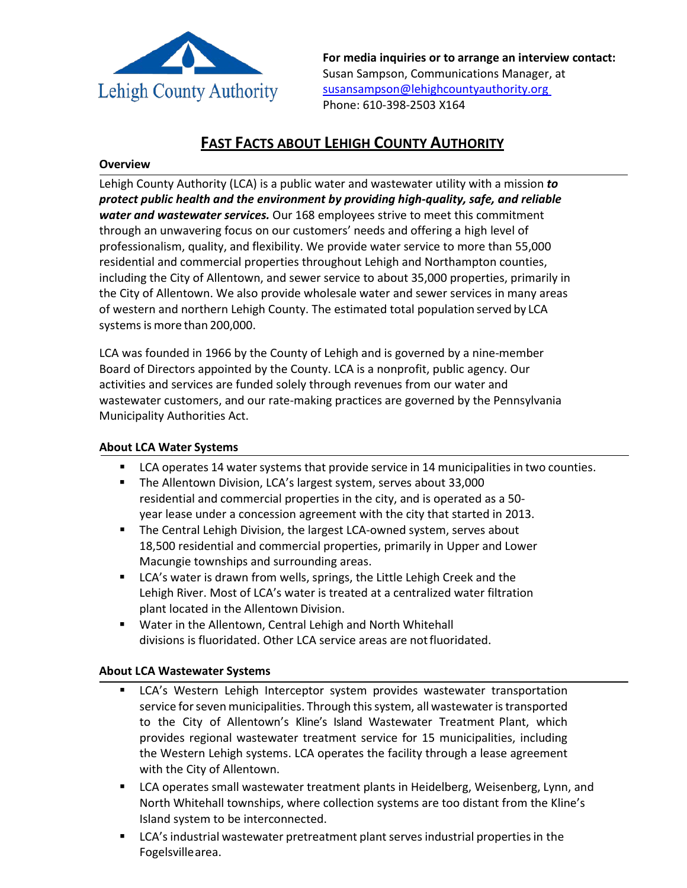Lehigh County Authority

**For media inquiries or to arrange an interview contact:**
Susan Sampson, Communications Manager, at
susansampson@lehighcountyauthority.org
Phone: 610-398-2503 X164

# FAST FACTS ABOUT LEHIGH COUNTY AUTHORITY

### Overview

Lehigh County Authority (LCA) is a public water and wastewater utility with a mission ***to protect public health and the environment by providing high-quality, safe, and reliable water and wastewater services.*** Our 168 employees strive to meet this commitment through an unwavering focus on our customers' needs and offering a high level of professionalism, quality, and flexibility. We provide water service to more than 55,000 residential and commercial properties throughout Lehigh and Northampton counties, including the City of Allentown, and sewer service to about 35,000 properties, primarily in the City of Allentown. We also provide wholesale water and sewer services in many areas of western and northern Lehigh County. The estimated total population served by LCA systems is more than 200,000.

LCA was founded in 1966 by the County of Lehigh and is governed by a nine-member Board of Directors appointed by the County. LCA is a nonprofit, public agency. Our activities and services are funded solely through revenues from our water and wastewater customers, and our rate-making practices are governed by the Pennsylvania Municipality Authorities Act.

### About LCA Water Systems

- LCA operates 14 water systems that provide service in 14 municipalities in two counties.
- The Allentown Division, LCA's largest system, serves about 33,000 residential and commercial properties in the city, and is operated as a 50-year lease under a concession agreement with the city that started in 2013.
- The Central Lehigh Division, the largest LCA-owned system, serves about 18,500 residential and commercial properties, primarily in Upper and Lower Macungie townships and surrounding areas.
- LCA's water is drawn from wells, springs, the Little Lehigh Creek and the Lehigh River. Most of LCA's water is treated at a centralized water filtration plant located in the Allentown Division.
- Water in the Allentown, Central Lehigh and North Whitehall divisions is fluoridated. Other LCA service areas are not fluoridated.

### About LCA Wastewater Systems

- LCA's Western Lehigh Interceptor system provides wastewater transportation service for seven municipalities. Through this system, all wastewater is transported to the City of Allentown's Kline's Island Wastewater Treatment Plant, which provides regional wastewater treatment service for 15 municipalities, including the Western Lehigh systems. LCA operates the facility through a lease agreement with the City of Allentown.
- LCA operates small wastewater treatment plants in Heidelberg, Weisenberg, Lynn, and North Whitehall townships, where collection systems are too distant from the Kline's Island system to be interconnected.
- LCA's industrial wastewater pretreatment plant serves industrial properties in the Fogelsville area.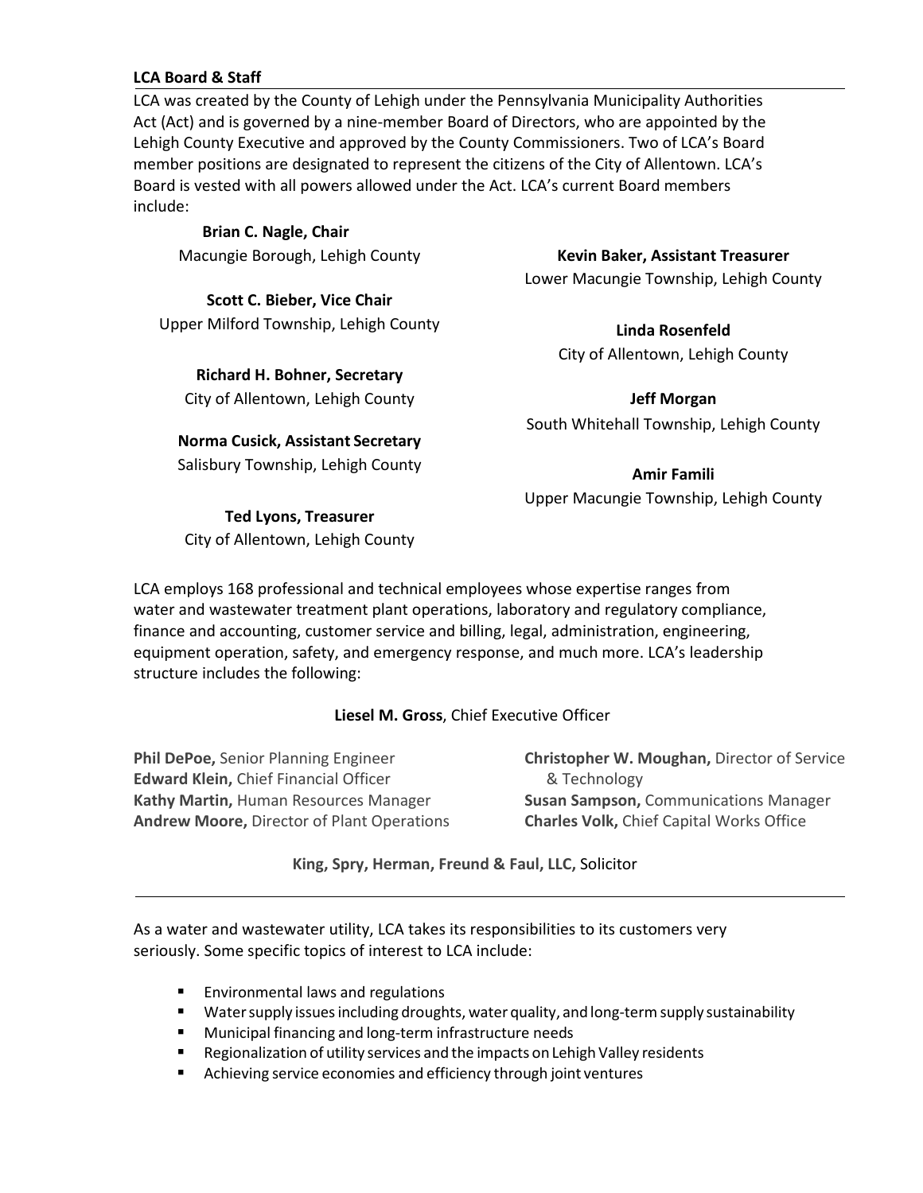**LCA Board & Staff**

LCA was created by the County of Lehigh under the Pennsylvania Municipality Authorities Act (Act) and is governed by a nine-member Board of Directors, who are appointed by the Lehigh County Executive and approved by the County Commissioners. Two of LCA's Board member positions are designated to represent the citizens of the City of Allentown. LCA's Board is vested with all powers allowed under the Act. LCA's current Board members include:

**Brian C. Nagle, Chair**
Macungie Borough, Lehigh County

**Scott C. Bieber, Vice Chair**
Upper Milford Township, Lehigh County

**Richard H. Bohner, Secretary**
City of Allentown, Lehigh County

**Norma Cusick, Assistant Secretary**
Salisbury Township, Lehigh County

**Ted Lyons, Treasurer**
City of Allentown, Lehigh County

**Kevin Baker, Assistant Treasurer**
Lower Macungie Township, Lehigh County

**Linda Rosenfeld**
City of Allentown, Lehigh County

**Jeff Morgan**
South Whitehall Township, Lehigh County

**Amir Famili**
Upper Macungie Township, Lehigh County

LCA employs 168 professional and technical employees whose expertise ranges from water and wastewater treatment plant operations, laboratory and regulatory compliance, finance and accounting, customer service and billing, legal, administration, engineering, equipment operation, safety, and emergency response, and much more. LCA's leadership structure includes the following:

**Liesel M. Gross**, Chief Executive Officer

**Phil DePoe,** Senior Planning Engineer
**Edward Klein,** Chief Financial Officer
**Kathy Martin,** Human Resources Manager
**Andrew Moore,** Director of Plant Operations
**Christopher W. Moughan,** Director of Service & Technology
**Susan Sampson,** Communications Manager
**Charles Volk,** Chief Capital Works Office

**King, Spry, Herman, Freund & Faul, LLC,** Solicitor

---

As a water and wastewater utility, LCA takes its responsibilities to its customers very seriously. Some specific topics of interest to LCA include:

- Environmental laws and regulations
- Water supply issues including droughts, water quality, and long-term supply sustainability
- Municipal financing and long-term infrastructure needs
- Regionalization of utility services and the impacts on Lehigh Valley residents
- Achieving service economies and efficiency through joint ventures